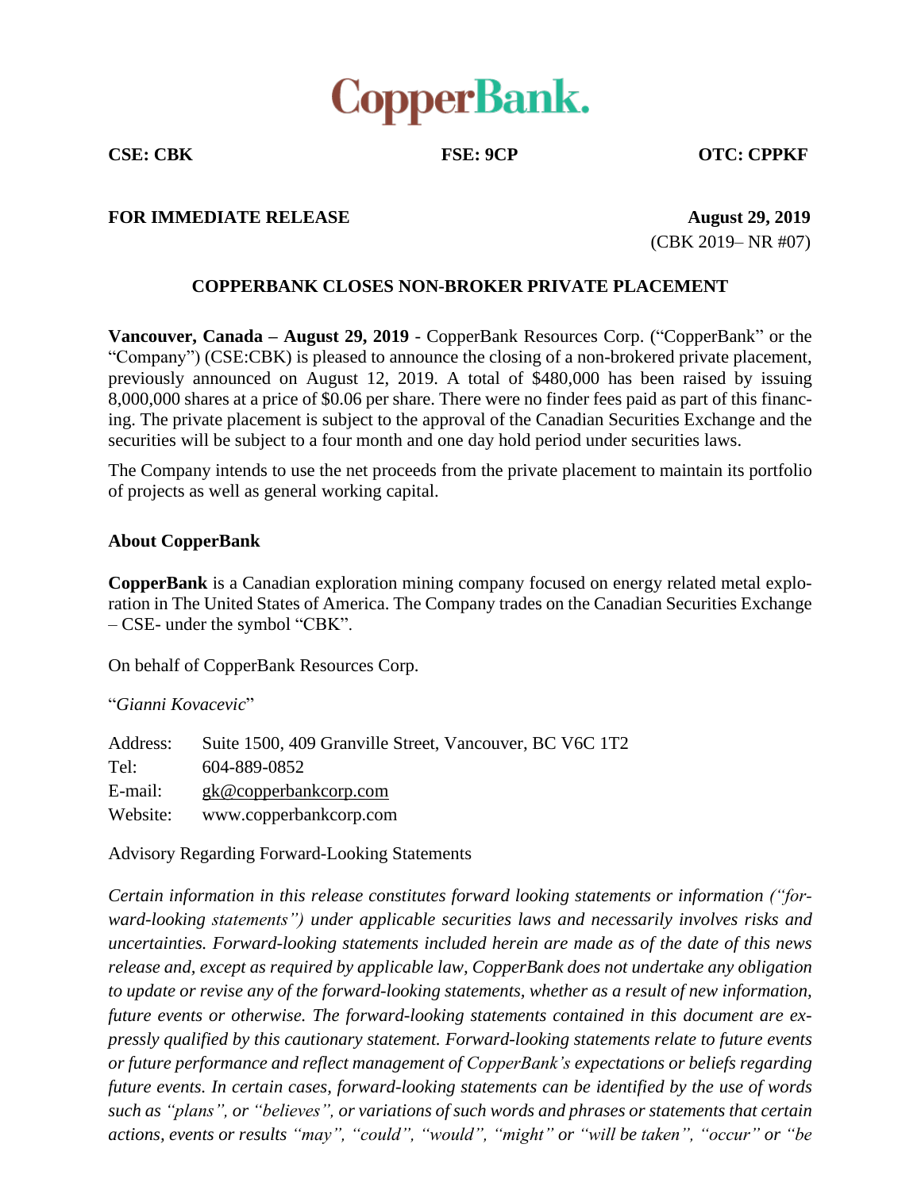# CopperBank.

**CSE: CBK** **FSE: 9CP** **OTC: CPPKF**

**FOR IMMEDIATE RELEASE** **August 29, 2019**

(CBK 2019– NR #07)

## COPPERBANK CLOSES NON-BROKER PRIVATE PLACEMENT

**Vancouver, Canada – August 29, 2019** - CopperBank Resources Corp. ("CopperBank" or the "Company") (CSE:CBK) is pleased to announce the closing of a non-brokered private placement, previously announced on August 12, 2019. A total of $480,000 has been raised by issuing 8,000,000 shares at a price of $0.06 per share. There were no finder fees paid as part of this financing. The private placement is subject to the approval of the Canadian Securities Exchange and the securities will be subject to a four month and one day hold period under securities laws.

The Company intends to use the net proceeds from the private placement to maintain its portfolio of projects as well as general working capital.

### About CopperBank

**CopperBank** is a Canadian exploration mining company focused on energy related metal exploration in The United States of America. The Company trades on the Canadian Securities Exchange – CSE- under the symbol "CBK".

On behalf of CopperBank Resources Corp.

"*Gianni Kovacevic*"

Address: Suite 1500, 409 Granville Street, Vancouver, BC V6C 1T2
Tel: 604-889-0852
E-mail: gk@copperbankcorp.com
Website: www.copperbankcorp.com

Advisory Regarding Forward-Looking Statements

*Certain information in this release constitutes forward looking statements or information ("forward-looking statements") under applicable securities laws and necessarily involves risks and uncertainties. Forward-looking statements included herein are made as of the date of this news release and, except as required by applicable law, CopperBank does not undertake any obligation to update or revise any of the forward-looking statements, whether as a result of new information, future events or otherwise. The forward-looking statements contained in this document are expressly qualified by this cautionary statement. Forward-looking statements relate to future events or future performance and reflect management of CopperBank's expectations or beliefs regarding future events. In certain cases, forward-looking statements can be identified by the use of words such as "plans", or "believes", or variations of such words and phrases or statements that certain actions, events or results "may", "could", "would", "might" or "will be taken", "occur" or "be*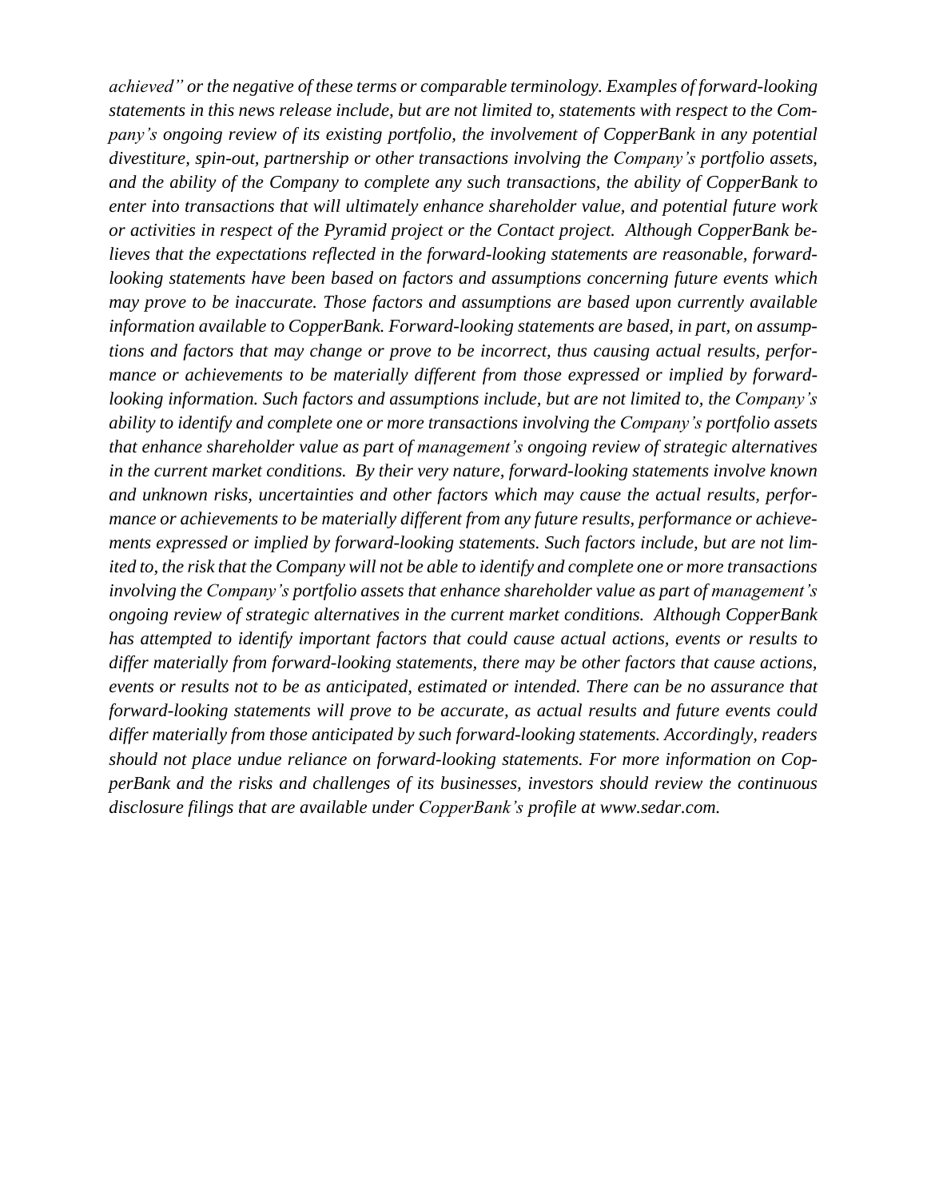*achieved" or the negative of these terms or comparable terminology. Examples of forward-looking statements in this news release include, but are not limited to, statements with respect to the Company's ongoing review of its existing portfolio, the involvement of CopperBank in any potential divestiture, spin-out, partnership or other transactions involving the Company's portfolio assets, and the ability of the Company to complete any such transactions, the ability of CopperBank to enter into transactions that will ultimately enhance shareholder value, and potential future work or activities in respect of the Pyramid project or the Contact project. Although CopperBank believes that the expectations reflected in the forward-looking statements are reasonable, forward-looking statements have been based on factors and assumptions concerning future events which may prove to be inaccurate. Those factors and assumptions are based upon currently available information available to CopperBank. Forward-looking statements are based, in part, on assumptions and factors that may change or prove to be incorrect, thus causing actual results, performance or achievements to be materially different from those expressed or implied by forward-looking information. Such factors and assumptions include, but are not limited to, the Company's ability to identify and complete one or more transactions involving the Company's portfolio assets that enhance shareholder value as part of management's ongoing review of strategic alternatives in the current market conditions. By their very nature, forward-looking statements involve known and unknown risks, uncertainties and other factors which may cause the actual results, performance or achievements to be materially different from any future results, performance or achievements expressed or implied by forward-looking statements. Such factors include, but are not limited to, the risk that the Company will not be able to identify and complete one or more transactions involving the Company's portfolio assets that enhance shareholder value as part of management's ongoing review of strategic alternatives in the current market conditions. Although CopperBank has attempted to identify important factors that could cause actual actions, events or results to differ materially from forward-looking statements, there may be other factors that cause actions, events or results not to be as anticipated, estimated or intended. There can be no assurance that forward-looking statements will prove to be accurate, as actual results and future events could differ materially from those anticipated by such forward-looking statements. Accordingly, readers should not place undue reliance on forward-looking statements. For more information on CopperBank and the risks and challenges of its businesses, investors should review the continuous disclosure filings that are available under CopperBank's profile at www.sedar.com.*